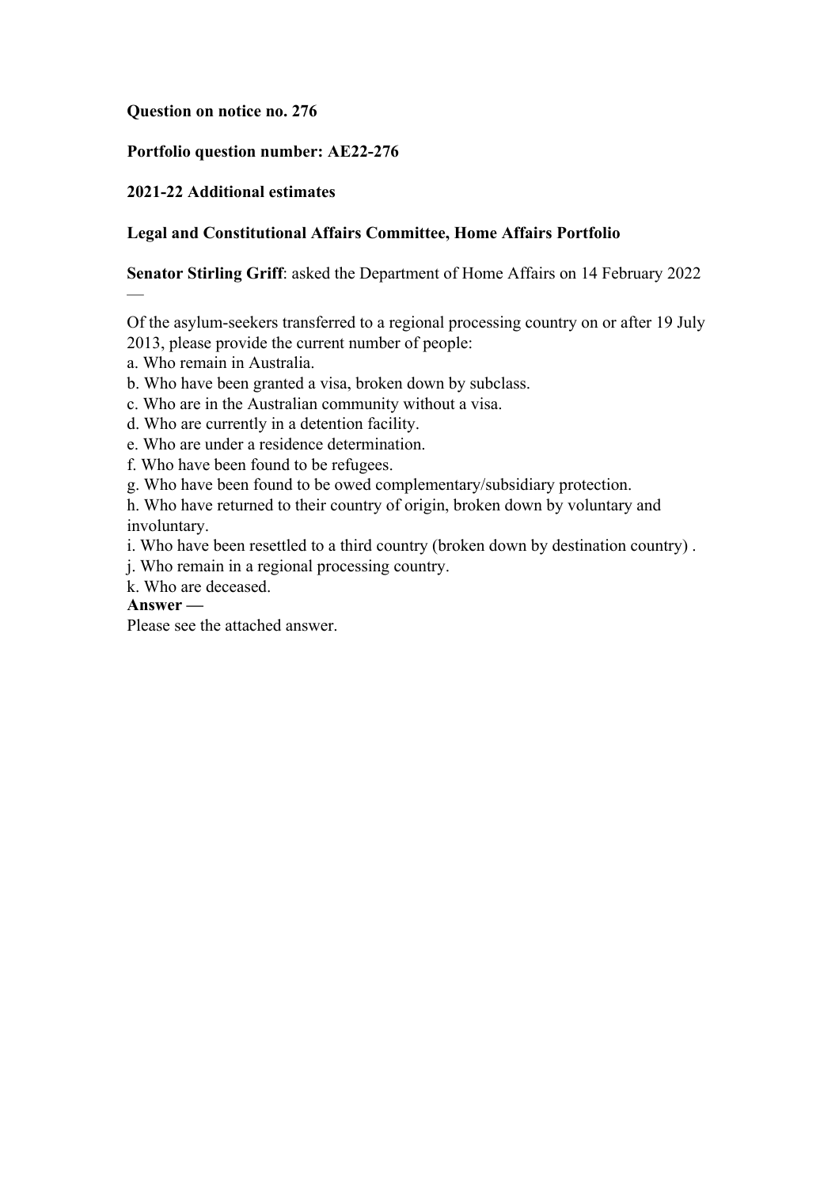**Question on notice no. 276**

**Portfolio question number: AE22-276**

**2021-22 Additional estimates**

**Legal and Constitutional Affairs Committee, Home Affairs Portfolio**

**Senator Stirling Griff**: asked the Department of Home Affairs on 14 February 2022 —

Of the asylum-seekers transferred to a regional processing country on or after 19 July 2013, please provide the current number of people:

a. Who remain in Australia.  
b. Who have been granted a visa, broken down by subclass.  
c. Who are in the Australian community without a visa.  
d. Who are currently in a detention facility.  
e. Who are under a residence determination.  
f. Who have been found to be refugees.  
g. Who have been found to be owed complementary/subsidiary protection.  
h. Who have returned to their country of origin, broken down by voluntary and involuntary.  
i. Who have been resettled to a third country (broken down by destination country) .  
j. Who remain in a regional processing country.  
k. Who are deceased.

**Answer —**

Please see the attached answer.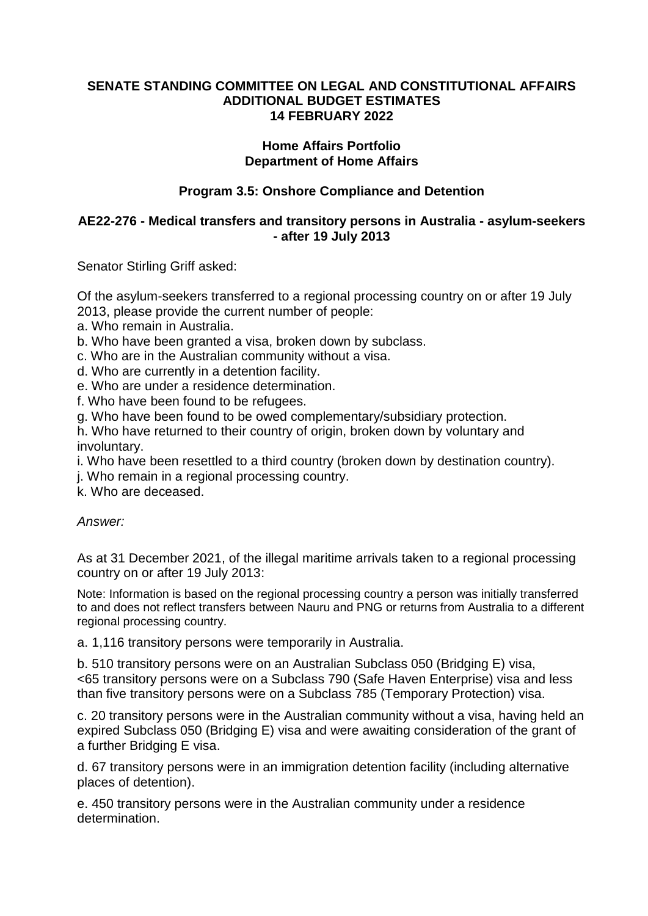**SENATE STANDING COMMITTEE ON LEGAL AND CONSTITUTIONAL AFFAIRS**
**ADDITIONAL BUDGET ESTIMATES**
**14 FEBRUARY 2022**

**Home Affairs Portfolio**
**Department of Home Affairs**

**Program 3.5: Onshore Compliance and Detention**

**AE22-276 - Medical transfers and transitory persons in Australia - asylum-seekers - after 19 July 2013**

Senator Stirling Griff asked:

Of the asylum-seekers transferred to a regional processing country on or after 19 July 2013, please provide the current number of people:

a. Who remain in Australia.
b. Who have been granted a visa, broken down by subclass.
c. Who are in the Australian community without a visa.
d. Who are currently in a detention facility.
e. Who are under a residence determination.
f. Who have been found to be refugees.
g. Who have been found to be owed complementary/subsidiary protection.
h. Who have returned to their country of origin, broken down by voluntary and involuntary.
i. Who have been resettled to a third country (broken down by destination country).
j. Who remain in a regional processing country.
k. Who are deceased.

*Answer:*

As at 31 December 2021, of the illegal maritime arrivals taken to a regional processing country on or after 19 July 2013:

Note: Information is based on the regional processing country a person was initially transferred to and does not reflect transfers between Nauru and PNG or returns from Australia to a different regional processing country.

a. 1,116 transitory persons were temporarily in Australia.

b. 510 transitory persons were on an Australian Subclass 050 (Bridging E) visa, <65 transitory persons were on a Subclass 790 (Safe Haven Enterprise) visa and less than five transitory persons were on a Subclass 785 (Temporary Protection) visa.

c. 20 transitory persons were in the Australian community without a visa, having held an expired Subclass 050 (Bridging E) visa and were awaiting consideration of the grant of a further Bridging E visa.

d. 67 transitory persons were in an immigration detention facility (including alternative places of detention).

e. 450 transitory persons were in the Australian community under a residence determination.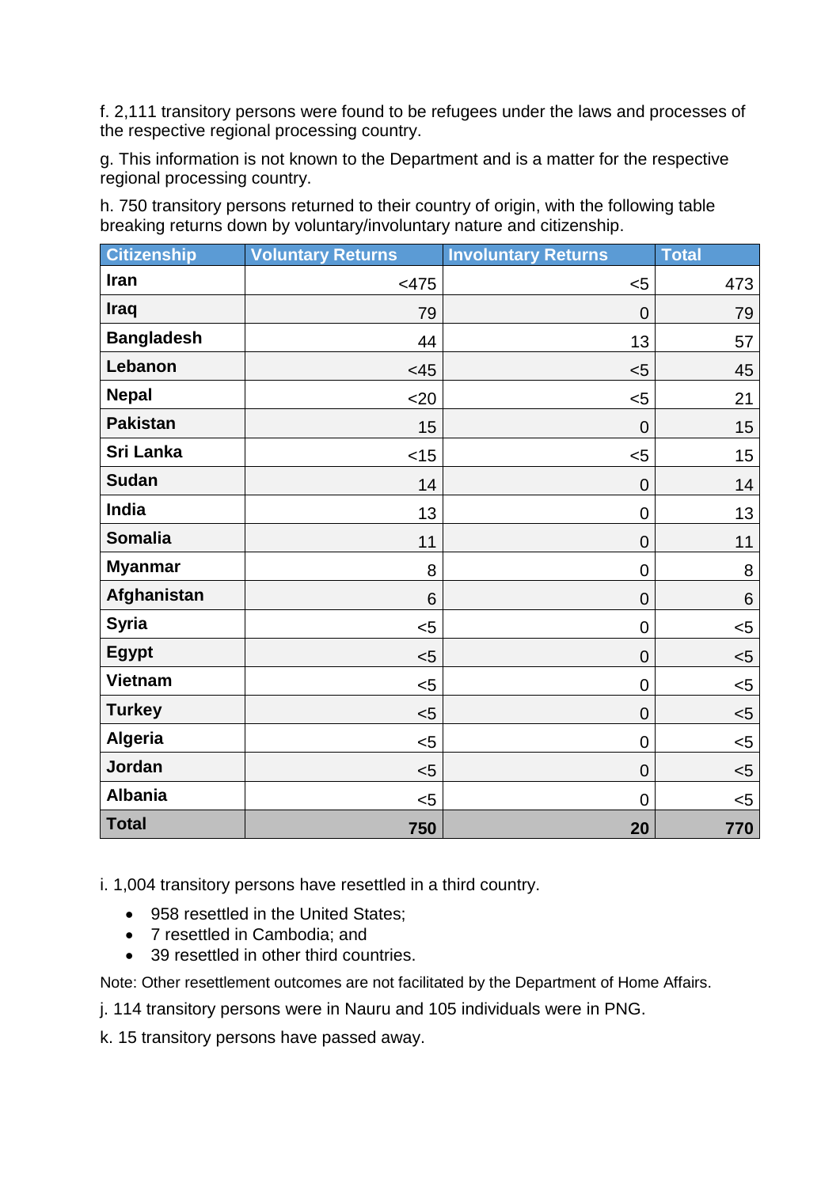f. 2,111 transitory persons were found to be refugees under the laws and processes of the respective regional processing country.

g. This information is not known to the Department and is a matter for the respective regional processing country.

h. 750 transitory persons returned to their country of origin, with the following table breaking returns down by voluntary/involuntary nature and citizenship.

| Citizenship | Voluntary Returns | Involuntary Returns | Total |
|---|---|---|---|
| **Iran** | <475 | <5 | 473 |
| **Iraq** | 79 | 0 | 79 |
| **Bangladesh** | 44 | 13 | 57 |
| **Lebanon** | <45 | <5 | 45 |
| **Nepal** | <20 | <5 | 21 |
| **Pakistan** | 15 | 0 | 15 |
| **Sri Lanka** | <15 | <5 | 15 |
| **Sudan** | 14 | 0 | 14 |
| **India** | 13 | 0 | 13 |
| **Somalia** | 11 | 0 | 11 |
| **Myanmar** | 8 | 0 | 8 |
| **Afghanistan** | 6 | 0 | 6 |
| **Syria** | <5 | 0 | <5 |
| **Egypt** | <5 | 0 | <5 |
| **Vietnam** | <5 | 0 | <5 |
| **Turkey** | <5 | 0 | <5 |
| **Algeria** | <5 | 0 | <5 |
| **Jordan** | <5 | 0 | <5 |
| **Albania** | <5 | 0 | <5 |
| **Total** | **750** | **20** | **770** |

i. 1,004 transitory persons have resettled in a third country.

- 958 resettled in the United States;
- 7 resettled in Cambodia; and
- 39 resettled in other third countries.

Note: Other resettlement outcomes are not facilitated by the Department of Home Affairs.

j. 114 transitory persons were in Nauru and 105 individuals were in PNG.

k. 15 transitory persons have passed away.